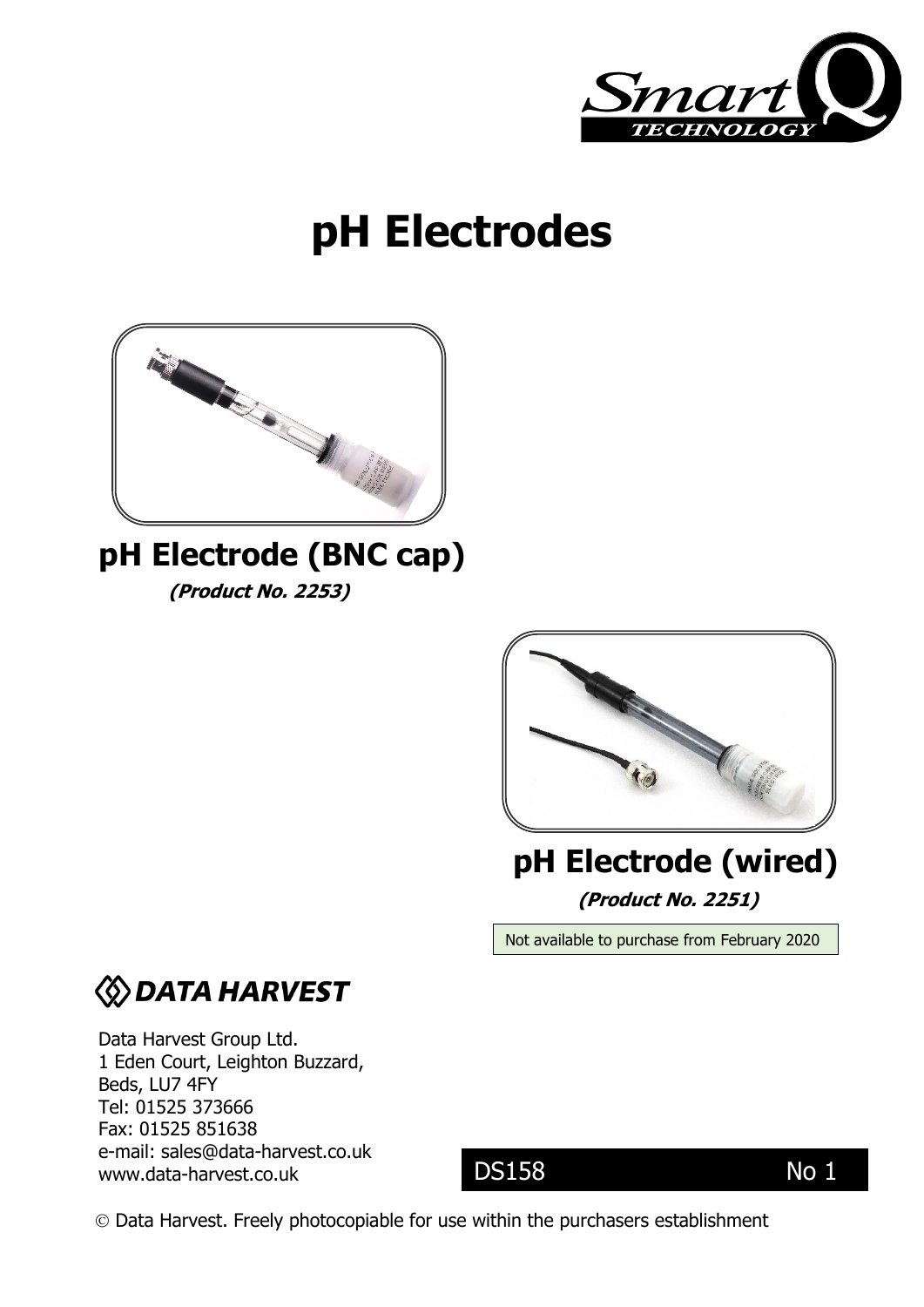# pH Electrodes

## pH Electrode (BNC cap)

***(Product No. 2253)***

## pH Electrode (wired)

***(Product No. 2251)***

Not available to purchase from February 2020

**DATA HARVEST**

Data Harvest Group Ltd.
1 Eden Court, Leighton Buzzard,
Beds, LU7 4FY
Tel: 01525 373666
Fax: 01525 851638
e-mail: sales@data-harvest.co.uk
www.data-harvest.co.uk

DS158 No 1

© Data Harvest. Freely photocopiable for use within the purchasers establishment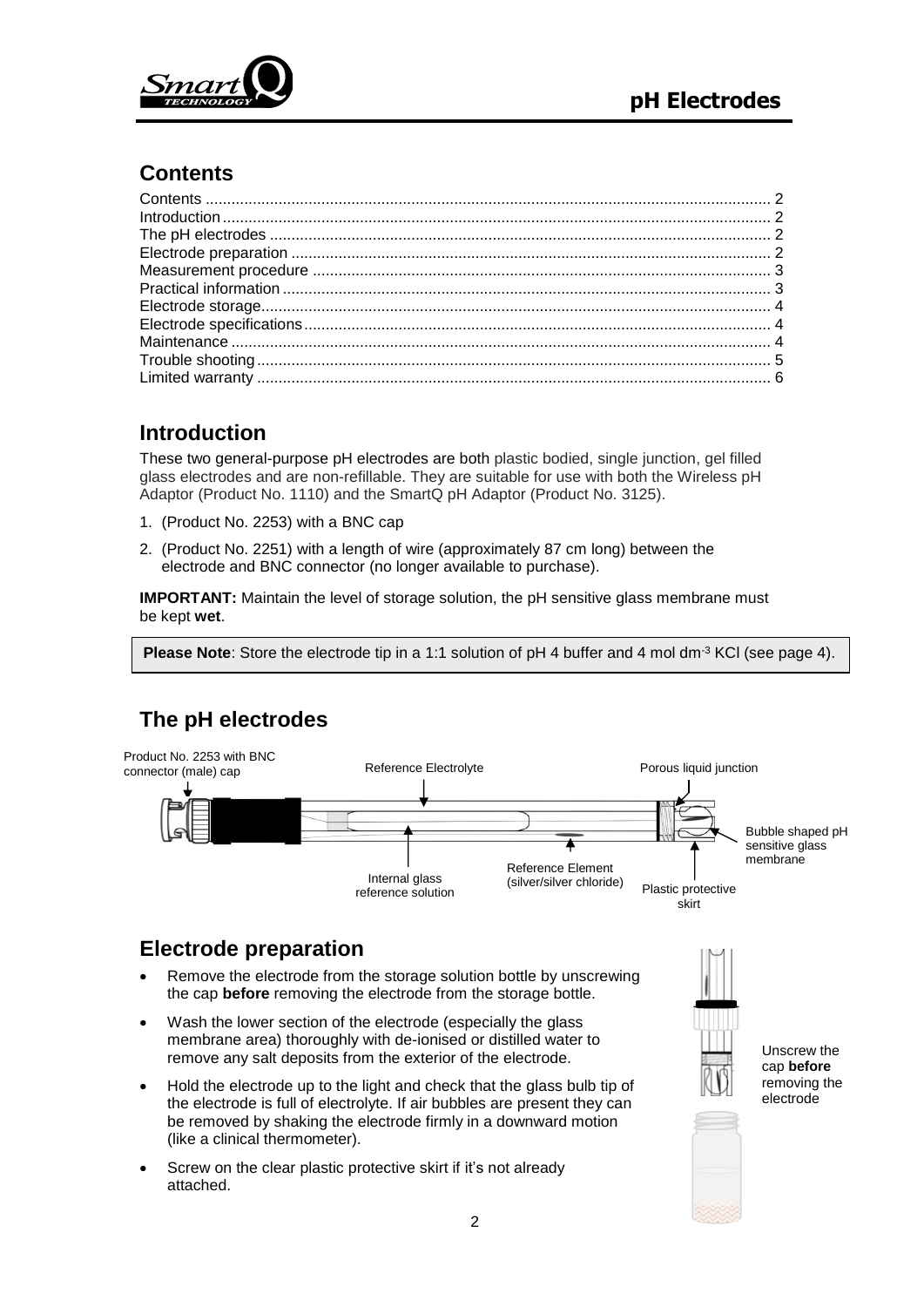## Contents

Contents .................................................................................................................................. 2
Introduction .............................................................................................................................. 2
The pH electrodes ................................................................................................................... 2
Electrode preparation .............................................................................................................. 2
Measurement procedure ......................................................................................................... 3
Practical information ................................................................................................................ 3
Electrode storage..................................................................................................................... 4
Electrode specifications ........................................................................................................... 4
Maintenance ............................................................................................................................ 4
Trouble shooting ...................................................................................................................... 5
Limited warranty ...................................................................................................................... 6

## Introduction

These two general-purpose pH electrodes are both plastic bodied, single junction, gel filled glass electrodes and are non-refillable. They are suitable for use with both the Wireless pH Adaptor (Product No. 1110) and the SmartQ pH Adaptor (Product No. 3125).

1. (Product No. 2253) with a BNC cap
2. (Product No. 2251) with a length of wire (approximately 87 cm long) between the electrode and BNC connector (no longer available to purchase).

**IMPORTANT:** Maintain the level of storage solution, the pH sensitive glass membrane must be kept **wet**.

**Please Note**: Store the electrode tip in a 1:1 solution of pH 4 buffer and 4 mol $dm^{-3}$ KCl (see page 4).

## The pH electrodes

Product No. 2253 with BNC connector (male) cap

Reference Electrolyte

Porous liquid junction

Bubble shaped pH sensitive glass membrane

Internal glass reference solution

Reference Element (silver/silver chloride)

Plastic protective skirt

## Electrode preparation

- Remove the electrode from the storage solution bottle by unscrewing the cap **before** removing the electrode from the storage bottle.
- Wash the lower section of the electrode (especially the glass membrane area) thoroughly with de-ionised or distilled water to remove any salt deposits from the exterior of the electrode.
- Hold the electrode up to the light and check that the glass bulb tip of the electrode is full of electrolyte. If air bubbles are present they can be removed by shaking the electrode firmly in a downward motion (like a clinical thermometer).
- Screw on the clear plastic protective skirt if it's not already attached.

Unscrew the cap **before** removing the electrode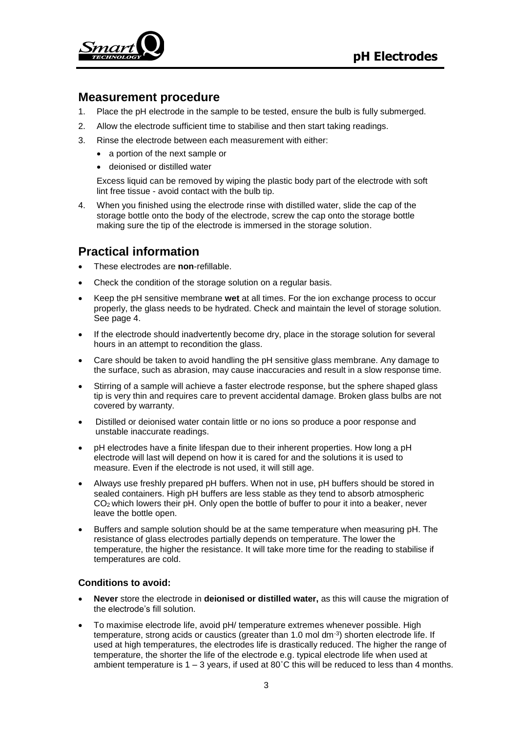## Measurement procedure

1. Place the pH electrode in the sample to be tested, ensure the bulb is fully submerged.
2. Allow the electrode sufficient time to stabilise and then start taking readings.
3. Rinse the electrode between each measurement with either:
   - a portion of the next sample or
   - deionised or distilled water

   Excess liquid can be removed by wiping the plastic body part of the electrode with soft lint free tissue - avoid contact with the bulb tip.
4. When you finished using the electrode rinse with distilled water, slide the cap of the storage bottle onto the body of the electrode, screw the cap onto the storage bottle making sure the tip of the electrode is immersed in the storage solution.

## Practical information

- These electrodes are **non**-refillable.
- Check the condition of the storage solution on a regular basis.
- Keep the pH sensitive membrane **wet** at all times. For the ion exchange process to occur properly, the glass needs to be hydrated. Check and maintain the level of storage solution. See page 4.
- If the electrode should inadvertently become dry, place in the storage solution for several hours in an attempt to recondition the glass.
- Care should be taken to avoid handling the pH sensitive glass membrane. Any damage to the surface, such as abrasion, may cause inaccuracies and result in a slow response time.
- Stirring of a sample will achieve a faster electrode response, but the sphere shaped glass tip is very thin and requires care to prevent accidental damage. Broken glass bulbs are not covered by warranty.
- Distilled or deionised water contain little or no ions so produce a poor response and unstable inaccurate readings.
- pH electrodes have a finite lifespan due to their inherent properties. How long a pH electrode will last will depend on how it is cared for and the solutions it is used to measure. Even if the electrode is not used, it will still age.
- Always use freshly prepared pH buffers. When not in use, pH buffers should be stored in sealed containers. High pH buffers are less stable as they tend to absorb atmospheric $CO_2$ which lowers their pH. Only open the bottle of buffer to pour it into a beaker, never leave the bottle open.
- Buffers and sample solution should be at the same temperature when measuring pH. The resistance of glass electrodes partially depends on temperature. The lower the temperature, the higher the resistance. It will take more time for the reading to stabilise if temperatures are cold.

### Conditions to avoid:

- **Never** store the electrode in **deionised or distilled water,** as this will cause the migration of the electrode's fill solution.
- To maximise electrode life, avoid pH/ temperature extremes whenever possible. High temperature, strong acids or caustics (greater than 1.0 mol $dm^{-3}$) shorten electrode life. If used at high temperatures, the electrodes life is drastically reduced. The higher the range of temperature, the shorter the life of the electrode e.g. typical electrode life when used at ambient temperature is 1 – 3 years, if used at 80˚C this will be reduced to less than 4 months.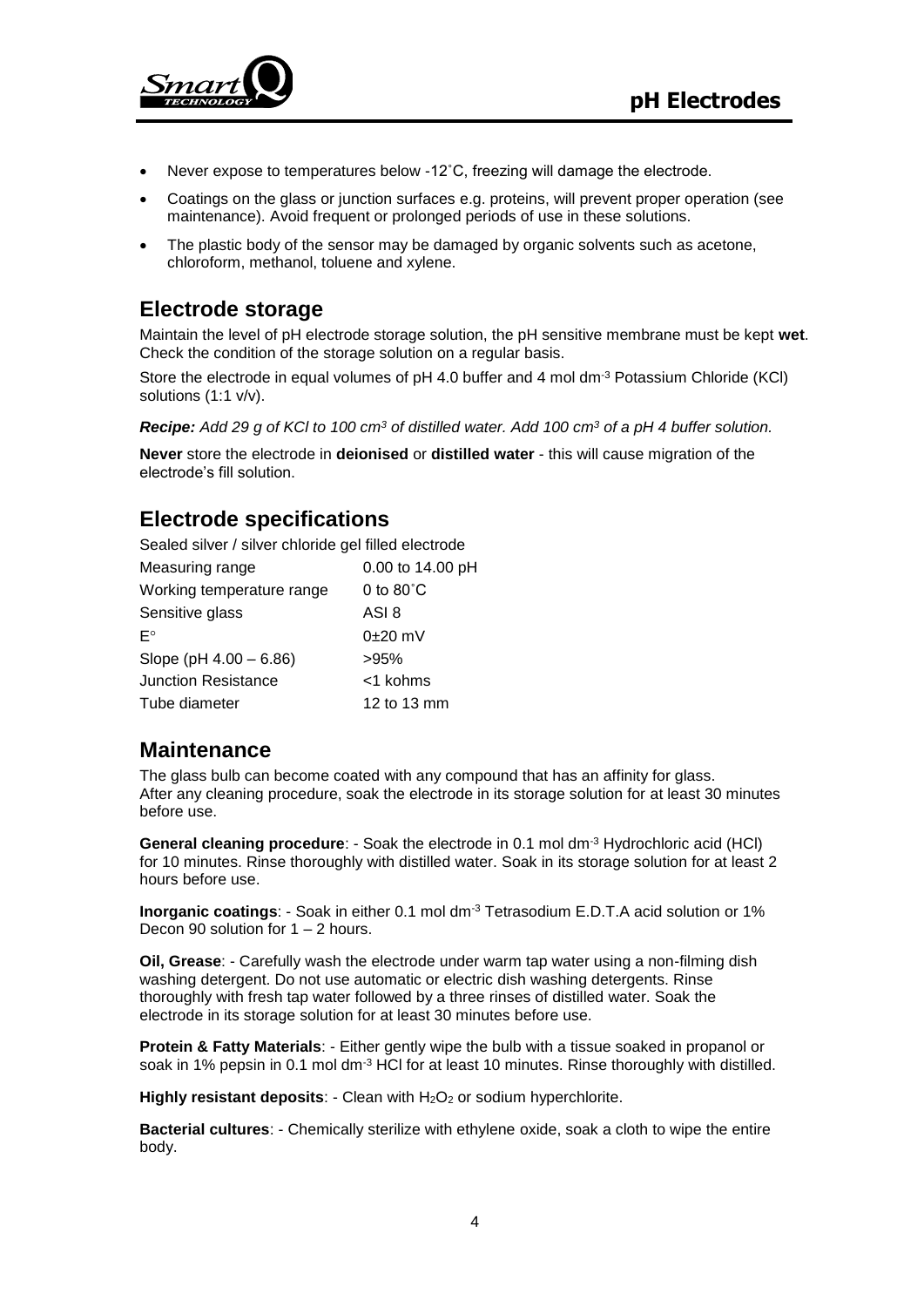- Never expose to temperatures below -12˚C, freezing will damage the electrode.
- Coatings on the glass or junction surfaces e.g. proteins, will prevent proper operation (see maintenance). Avoid frequent or prolonged periods of use in these solutions.
- The plastic body of the sensor may be damaged by organic solvents such as acetone, chloroform, methanol, toluene and xylene.

## Electrode storage

Maintain the level of pH electrode storage solution, the pH sensitive membrane must be kept **wet**. Check the condition of the storage solution on a regular basis.

Store the electrode in equal volumes of pH 4.0 buffer and 4 mol $dm^{-3}$ Potassium Chloride (KCl) solutions (1:1 v/v).

***Recipe:*** *Add 29 g of KCl to 100 $cm^3$ of distilled water. Add 100 $cm^3$ of a pH 4 buffer solution.*

**Never** store the electrode in **deionised** or **distilled water** - this will cause migration of the electrode's fill solution.

## Electrode specifications

Sealed silver / silver chloride gel filled electrode

| | |
|---|---|
| Measuring range | 0.00 to 14.00 pH |
| Working temperature range | 0 to 80˚C |
| Sensitive glass | ASI 8 |
| E° | 0±20 mV |
| Slope (pH 4.00 – 6.86) | >95% |
| Junction Resistance | <1 kohms |
| Tube diameter | 12 to 13 mm |

## Maintenance

The glass bulb can become coated with any compound that has an affinity for glass.
After any cleaning procedure, soak the electrode in its storage solution for at least 30 minutes before use.

**General cleaning procedure**: - Soak the electrode in 0.1 mol $dm^{-3}$ Hydrochloric acid (HCl) for 10 minutes. Rinse thoroughly with distilled water. Soak in its storage solution for at least 2 hours before use.

**Inorganic coatings**: - Soak in either 0.1 mol $dm^{-3}$ Tetrasodium E.D.T.A acid solution or 1% Decon 90 solution for 1 – 2 hours.

**Oil, Grease**: - Carefully wash the electrode under warm tap water using a non-filming dish washing detergent. Do not use automatic or electric dish washing detergents. Rinse thoroughly with fresh tap water followed by a three rinses of distilled water. Soak the electrode in its storage solution for at least 30 minutes before use.

**Protein & Fatty Materials**: - Either gently wipe the bulb with a tissue soaked in propanol or soak in 1% pepsin in 0.1 mol $dm^{-3}$ HCl for at least 10 minutes. Rinse thoroughly with distilled.

**Highly resistant deposits**: - Clean with $H_2O_2$ or sodium hyperchlorite.

**Bacterial cultures**: - Chemically sterilize with ethylene oxide, soak a cloth to wipe the entire body.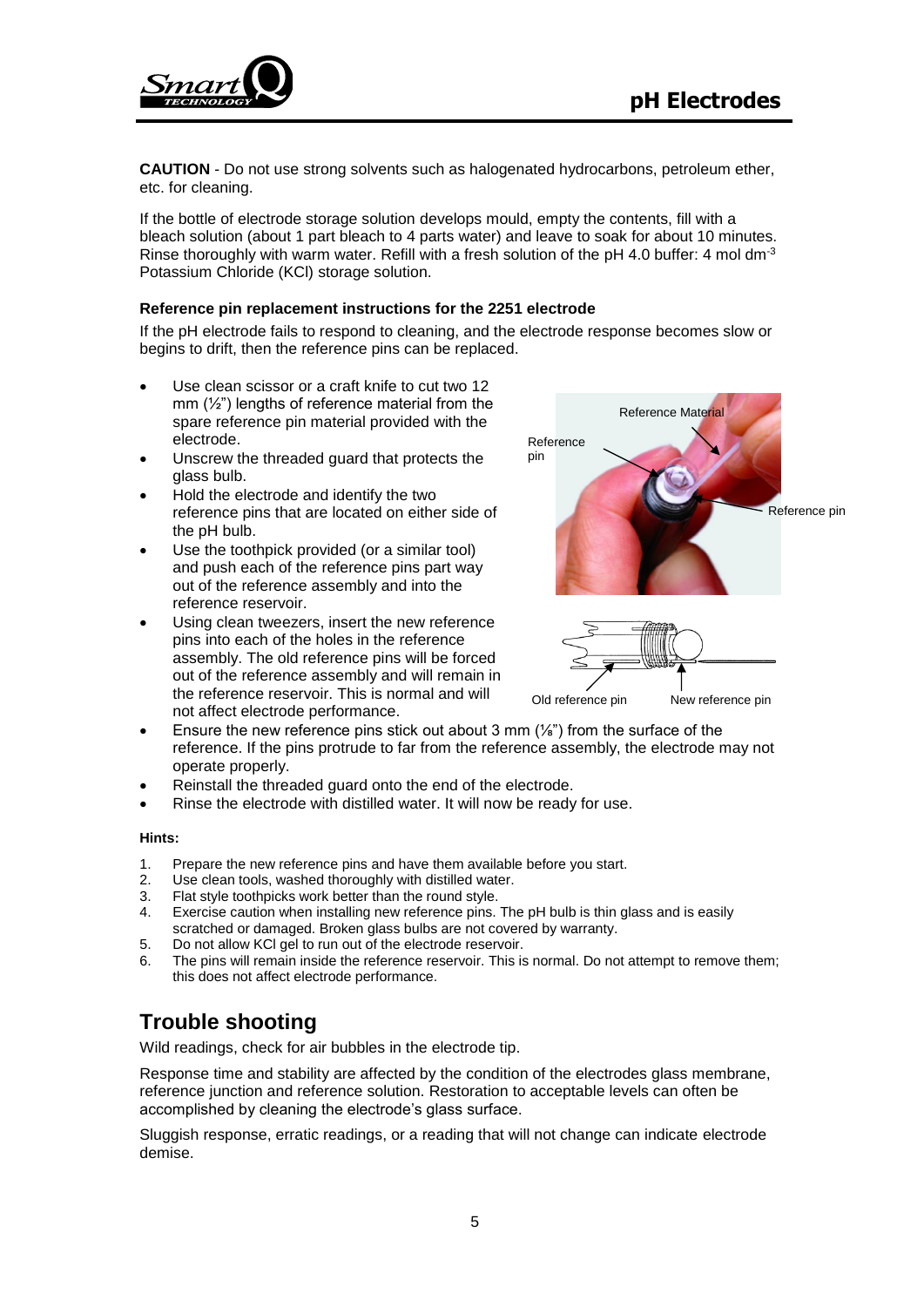**CAUTION** - Do not use strong solvents such as halogenated hydrocarbons, petroleum ether, etc. for cleaning.

If the bottle of electrode storage solution develops mould, empty the contents, fill with a bleach solution (about 1 part bleach to 4 parts water) and leave to soak for about 10 minutes. Rinse thoroughly with warm water. Refill with a fresh solution of the pH 4.0 buffer: 4 mol $dm^{-3}$ Potassium Chloride (KCl) storage solution.

**Reference pin replacement instructions for the 2251 electrode**

If the pH electrode fails to respond to cleaning, and the electrode response becomes slow or begins to drift, then the reference pins can be replaced.

- Use clean scissor or a craft knife to cut two 12 mm (½") lengths of reference material from the spare reference pin material provided with the electrode.
- Unscrew the threaded guard that protects the glass bulb.
- Hold the electrode and identify the two reference pins that are located on either side of the pH bulb.
- Use the toothpick provided (or a similar tool) and push each of the reference pins part way out of the reference assembly and into the reference reservoir.
- Using clean tweezers, insert the new reference pins into each of the holes in the reference assembly. The old reference pins will be forced out of the reference assembly and will remain in the reference reservoir. This is normal and will not affect electrode performance.
- Ensure the new reference pins stick out about 3 mm (⅛") from the surface of the reference. If the pins protrude to far from the reference assembly, the electrode may not operate properly.
- Reinstall the threaded guard onto the end of the electrode.
- Rinse the electrode with distilled water. It will now be ready for use.

Reference Material

Reference pin

Reference pin

Old reference pin

New reference pin

**Hints:**

1. Prepare the new reference pins and have them available before you start.
2. Use clean tools, washed thoroughly with distilled water.
3. Flat style toothpicks work better than the round style.
4. Exercise caution when installing new reference pins. The pH bulb is thin glass and is easily scratched or damaged. Broken glass bulbs are not covered by warranty.
5. Do not allow KCl gel to run out of the electrode reservoir.
6. The pins will remain inside the reference reservoir. This is normal. Do not attempt to remove them; this does not affect electrode performance.

## Trouble shooting

Wild readings, check for air bubbles in the electrode tip.

Response time and stability are affected by the condition of the electrodes glass membrane, reference junction and reference solution. Restoration to acceptable levels can often be accomplished by cleaning the electrode's glass surface.

Sluggish response, erratic readings, or a reading that will not change can indicate electrode demise.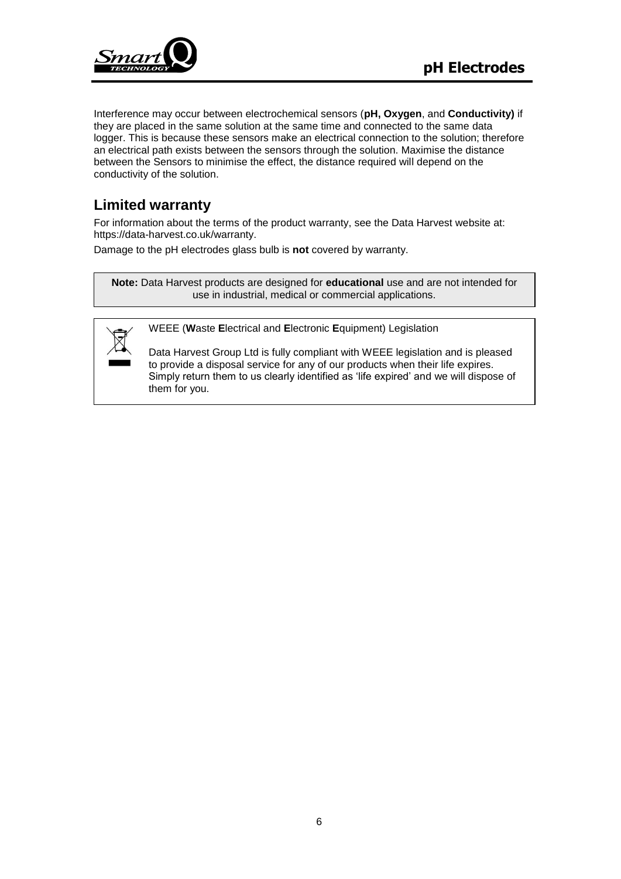Interference may occur between electrochemical sensors (**pH, Oxygen**, and **Conductivity)** if they are placed in the same solution at the same time and connected to the same data logger. This is because these sensors make an electrical connection to the solution; therefore an electrical path exists between the sensors through the solution. Maximise the distance between the Sensors to minimise the effect, the distance required will depend on the conductivity of the solution.

## Limited warranty

For information about the terms of the product warranty, see the Data Harvest website at: https://data-harvest.co.uk/warranty.

Damage to the pH electrodes glass bulb is **not** covered by warranty.

**Note:** Data Harvest products are designed for **educational** use and are not intended for use in industrial, medical or commercial applications.

WEEE (**W**aste **E**lectrical and **E**lectronic **E**quipment) Legislation

Data Harvest Group Ltd is fully compliant with WEEE legislation and is pleased to provide a disposal service for any of our products when their life expires. Simply return them to us clearly identified as 'life expired' and we will dispose of them for you.